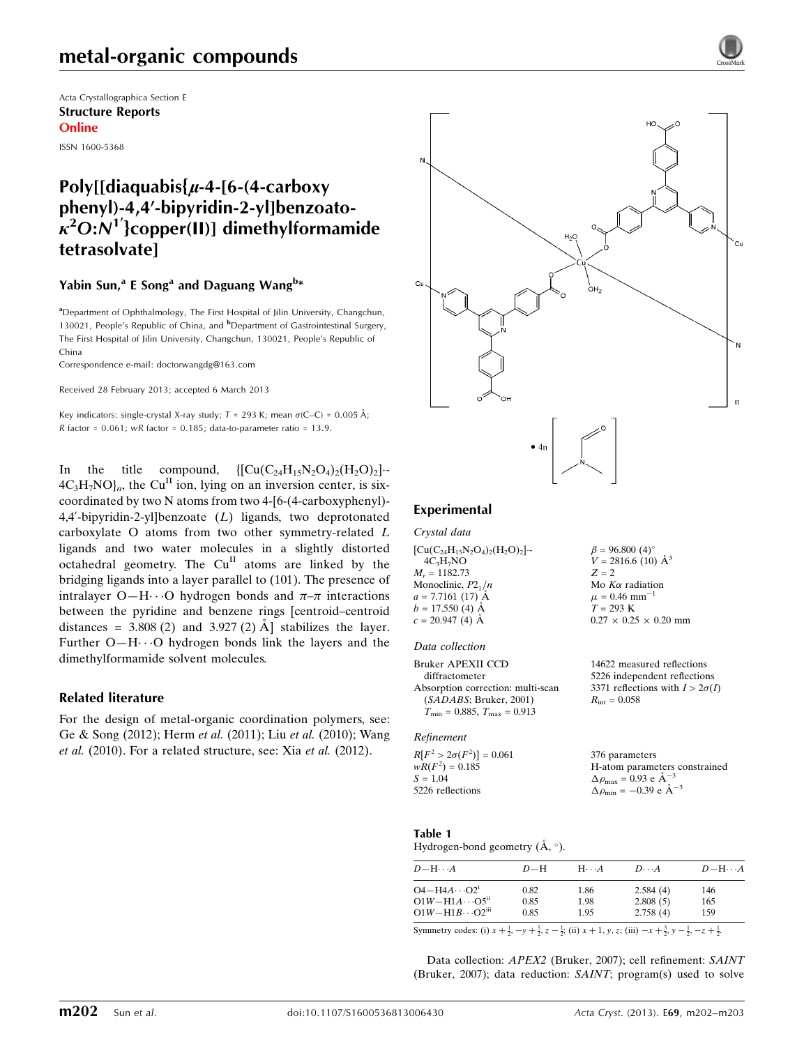# metal-organic compounds

Acta Crystallographica Section E
**Structure Reports**
**Online**

ISSN 1600-5368

## Poly[[diaquabis{μ-4-[6-(4-carboxyphenyl)-4,4′-bipyridin-2-yl]benzoato-$\kappa^2O$:$N^{1'}$}copper(II)] dimethylformamide tetrasolvate]

**Yabin Sun,[a] E Song[a] and Daguang Wang[b]***

[a]Department of Ophthalmology, The First Hospital of Jilin University, Changchun, 130021, People's Republic of China, and [b]Department of Gastrointestinal Surgery, The First Hospital of Jilin University, Changchun, 130021, People's Republic of China
Correspondence e-mail: doctorwangdg@163.com

Received 28 February 2013; accepted 6 March 2013

Key indicators: single-crystal X-ray study; $T$ = 293 K; mean $\sigma$(C–C) = 0.005 Å; $R$ factor = 0.061; $wR$ factor = 0.185; data-to-parameter ratio = 13.9.

In the title compound, $\{[Cu(C_{24}H_{15}N_2O_4)_2(H_2O)_2]\cdot 4C_3H_7NO\}_n$, the $Cu^{II}$ ion, lying on an inversion center, is six-coordinated by two N atoms from two 4-[6-(4-carboxyphenyl)-4,4′-bipyridin-2-yl]benzoate ($L$) ligands, two deprotonated carboxylate O atoms from two other symmetry-related $L$ ligands and two water molecules in a slightly distorted octahedral geometry. The $Cu^{II}$ atoms are linked by the bridging ligands into a layer parallel to (101). The presence of intralayer O—H⋯O hydrogen bonds and π–π interactions between the pyridine and benzene rings [centroid–centroid distances = 3.808 (2) and 3.927 (2) Å] stabilizes the layer. Further O—H⋯O hydrogen bonds link the layers and the dimethylformamide solvent molecules.

### Related literature

For the design of metal-organic coordination polymers, see: Ge & Song (2012); Herm *et al.* (2011); Liu *et al.* (2010); Wang *et al.* (2010). For a related structure, see: Xia *et al.* (2012).

## Experimental

### Crystal data

$[Cu(C_{24}H_{15}N_2O_4)_2(H_2O)_2]\cdot 4C_3H_7NO$
$M_r$ = 1182.73
Monoclinic, $P2_1/n$
$a$ = 7.7161 (17) Å
$b$ = 17.550 (4) Å
$c$ = 20.947 (4) Å
$\beta$ = 96.800 (4)°
$V$ = 2816.6 (10) Å$^3$
$Z$ = 2
Mo $K\alpha$ radiation
$\mu$ = 0.46 mm$^{-1}$
$T$ = 293 K
0.27 × 0.25 × 0.20 mm

### Data collection

Bruker APEXII CCD diffractometer
Absorption correction: multi-scan (*SADABS*; Bruker, 2001)
$T_{min}$ = 0.885, $T_{max}$ = 0.913
14622 measured reflections
5226 independent reflections
3371 reflections with $I > 2\sigma(I)$
$R_{int}$ = 0.058

### Refinement

$R[F^2 > 2\sigma(F^2)]$ = 0.061
$wR(F^2)$ = 0.185
$S$ = 1.04
5226 reflections
376 parameters
H-atom parameters constrained
$\Delta\rho_{max}$ = 0.93 e Å$^{-3}$
$\Delta\rho_{min}$ = −0.39 e Å$^{-3}$

**Table 1**
Hydrogen-bond geometry (Å, °).

| $D$—H⋯$A$ | $D$—H | H⋯$A$ | $D$⋯$A$ | $D$—H⋯$A$ |
|---|---|---|---|---|
| O4—H4$A$⋯O2$^{i}$ | 0.82 | 1.86 | 2.584 (4) | 146 |
| O1$W$—H1$A$⋯O5$^{ii}$ | 0.85 | 1.98 | 2.808 (5) | 165 |
| O1$W$—H1$B$⋯O2$^{iii}$ | 0.85 | 1.95 | 2.758 (4) | 159 |

Symmetry codes: (i) $x+\frac{1}{2}, -y+\frac{5}{2}, z-\frac{1}{2}$; (ii) $x+1, y, z$; (iii) $-x+\frac{3}{2}, y-\frac{1}{2}, -z+\frac{1}{2}$.

Data collection: *APEX2* (Bruker, 2007); cell refinement: *SAINT* (Bruker, 2007); data reduction: *SAINT*; program(s) used to solve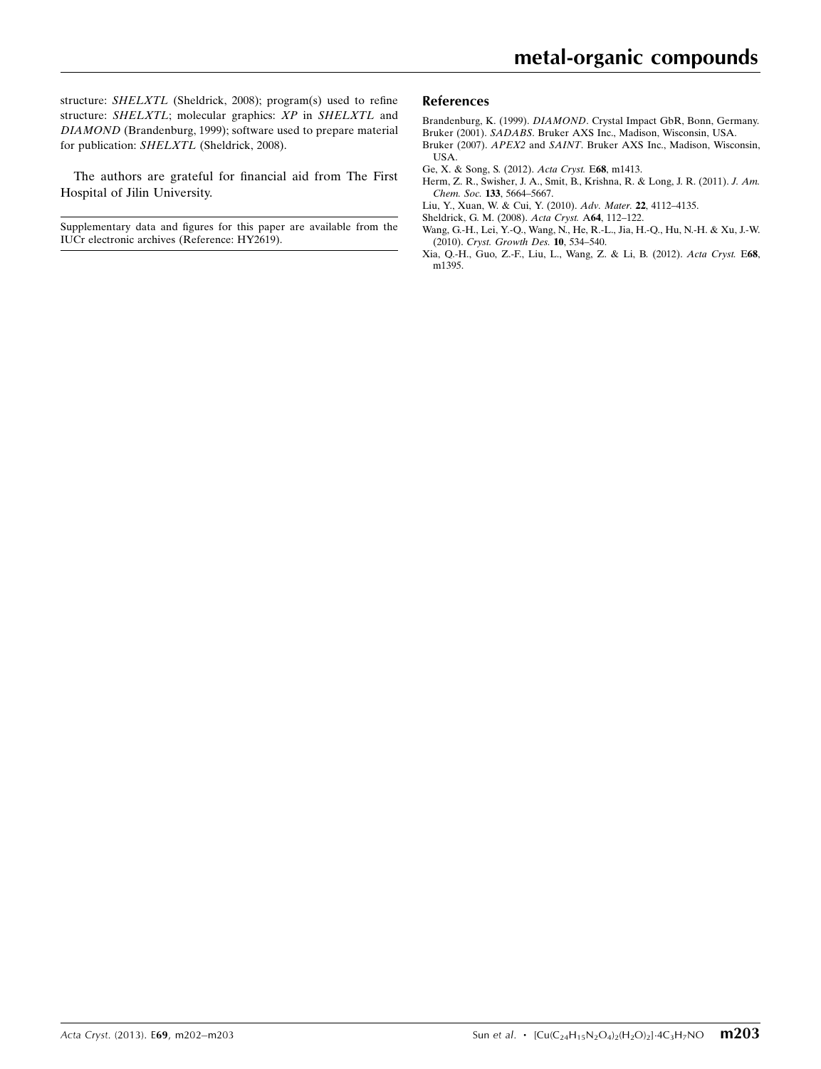structure: *SHELXTL* (Sheldrick, 2008); program(s) used to refine structure: *SHELXTL*; molecular graphics: *XP* in *SHELXTL* and *DIAMOND* (Brandenburg, 1999); software used to prepare material for publication: *SHELXTL* (Sheldrick, 2008).

The authors are grateful for financial aid from The First Hospital of Jilin University.

Supplementary data and figures for this paper are available from the IUCr electronic archives (Reference: HY2619).

## References

Brandenburg, K. (1999). *DIAMOND*. Crystal Impact GbR, Bonn, Germany.
Bruker (2001). *SADABS*. Bruker AXS Inc., Madison, Wisconsin, USA.
Bruker (2007). *APEX2* and *SAINT*. Bruker AXS Inc., Madison, Wisconsin, USA.
Ge, X. & Song, S. (2012). *Acta Cryst.* E**68**, m1413.
Herm, Z. R., Swisher, J. A., Smit, B., Krishna, R. & Long, J. R. (2011). *J. Am. Chem. Soc.* **133**, 5664–5667.
Liu, Y., Xuan, W. & Cui, Y. (2010). *Adv. Mater.* **22**, 4112–4135.
Sheldrick, G. M. (2008). *Acta Cryst.* A**64**, 112–122.
Wang, G.-H., Lei, Y.-Q., Wang, N., He, R.-L., Jia, H.-Q., Hu, N.-H. & Xu, J.-W. (2010). *Cryst. Growth Des.* **10**, 534–540.
Xia, Q.-H., Guo, Z.-F., Liu, L., Wang, Z. & Li, B. (2012). *Acta Cryst.* E**68**, m1395.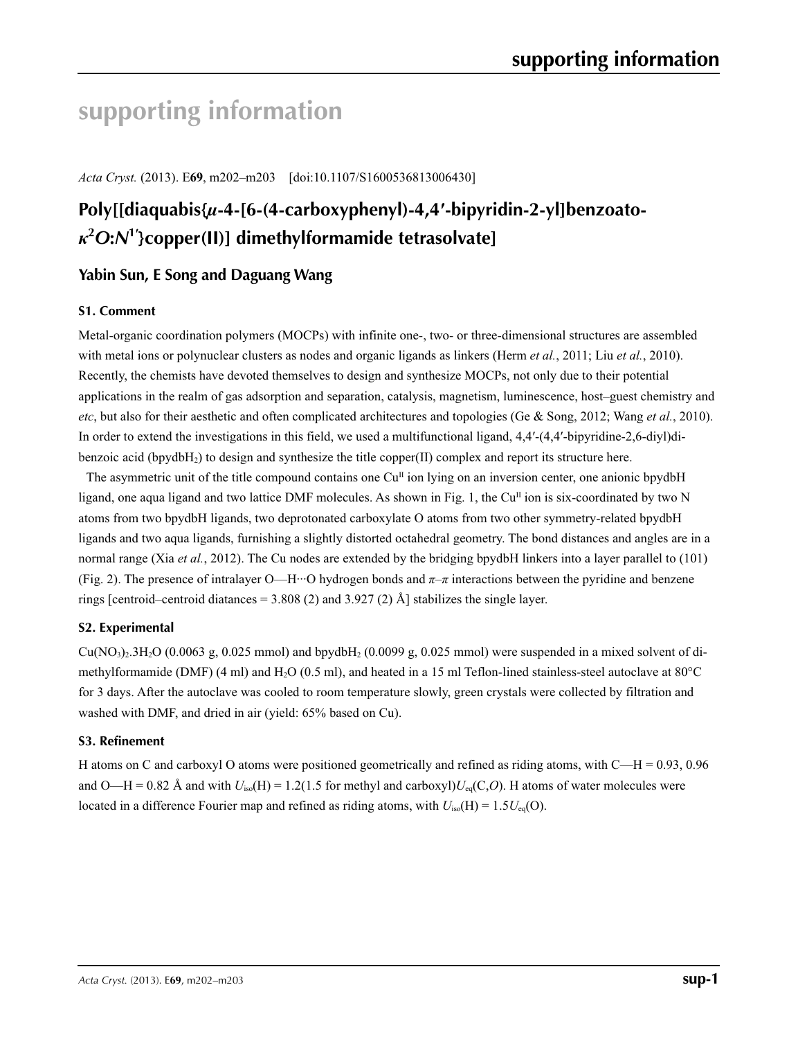# supporting information

*Acta Cryst.* (2013). E**69**, m202–m203 [doi:10.1107/S1600536813006430]

## Poly[[diaquabis{*μ*-4-[6-(4-carboxyphenyl)-4,4′-bipyridin-2-yl]benzoato-$\kappa^2O$:$N^{1'}$}copper(II)] dimethylformamide tetrasolvate]

### Yabin Sun, E Song and Daguang Wang

### S1. Comment

Metal-organic coordination polymers (MOCPs) with infinite one-, two- or three-dimensional structures are assembled with metal ions or polynuclear clusters as nodes and organic ligands as linkers (Herm *et al.*, 2011; Liu *et al.*, 2010). Recently, the chemists have devoted themselves to design and synthesize MOCPs, not only due to their potential applications in the realm of gas adsorption and separation, catalysis, magnetism, luminescence, host–guest chemistry and *etc*, but also for their aesthetic and often complicated architectures and topologies (Ge & Song, 2012; Wang *et al.*, 2010). In order to extend the investigations in this field, we used a multifunctional ligand, 4,4′-(4,4′-bipyridine-2,6-diyl)dibenzoic acid ($bpydbH_2$) to design and synthesize the title copper(II) complex and report its structure here.

The asymmetric unit of the title compound contains one $Cu^{II}$ ion lying on an inversion center, one anionic bpydbH ligand, one aqua ligand and two lattice DMF molecules. As shown in Fig. 1, the $Cu^{II}$ ion is six-coordinated by two N atoms from two bpydbH ligands, two deprotonated carboxylate O atoms from two other symmetry-related bpydbH ligands and two aqua ligands, furnishing a slightly distorted octahedral geometry. The bond distances and angles are in a normal range (Xia *et al.*, 2012). The Cu nodes are extended by the bridging bpydbH linkers into a layer parallel to (101) (Fig. 2). The presence of intralayer O—H···O hydrogen bonds and *π*–*π* interactions between the pyridine and benzene rings [centroid–centroid diatances = 3.808 (2) and 3.927 (2) Å] stabilizes the single layer.

### S2. Experimental

$Cu(NO_3)_2.3H_2O$ (0.0063 g, 0.025 mmol) and $bpydbH_2$ (0.0099 g, 0.025 mmol) were suspended in a mixed solvent of dimethylformamide (DMF) (4 ml) and $H_2O$ (0.5 ml), and heated in a 15 ml Teflon-lined stainless-steel autoclave at 80°C for 3 days. After the autoclave was cooled to room temperature slowly, green crystals were collected by filtration and washed with DMF, and dried in air (yield: 65% based on Cu).

### S3. Refinement

H atoms on C and carboxyl O atoms were positioned geometrically and refined as riding atoms, with C—H = 0.93, 0.96 and O—H = 0.82 Å and with $U_{iso}(H) = 1.2(1.5$ for methyl and carboxyl$)U_{eq}(C,O)$. H atoms of water molecules were located in a difference Fourier map and refined as riding atoms, with $U_{iso}(H) = 1.5U_{eq}(O)$.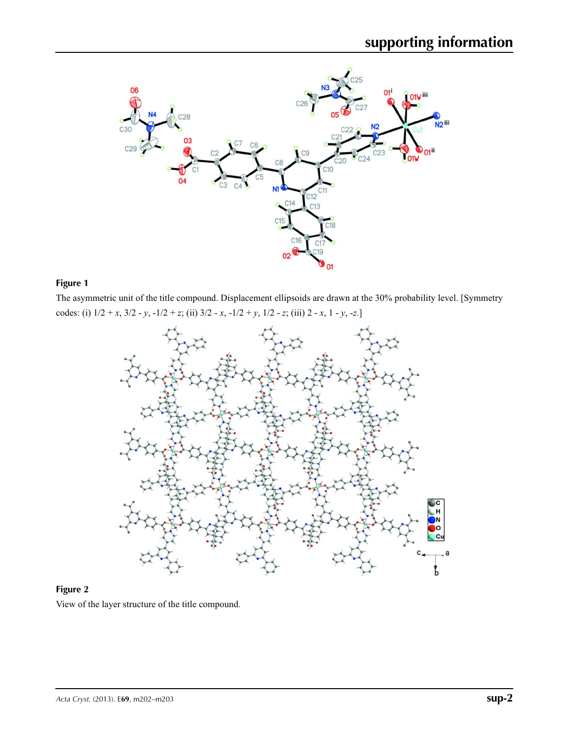**Figure 1**

The asymmetric unit of the title compound. Displacement ellipsoids are drawn at the 30% probability level. [Symmetry codes: (i) 1/2 + *x*, 3/2 - *y*, -1/2 + *z*; (ii) 3/2 - *x*, -1/2 + *y*, 1/2 - *z*; (iii) 2 - *x*, 1 - *y*, -*z*.]

**Figure 2**

View of the layer structure of the title compound.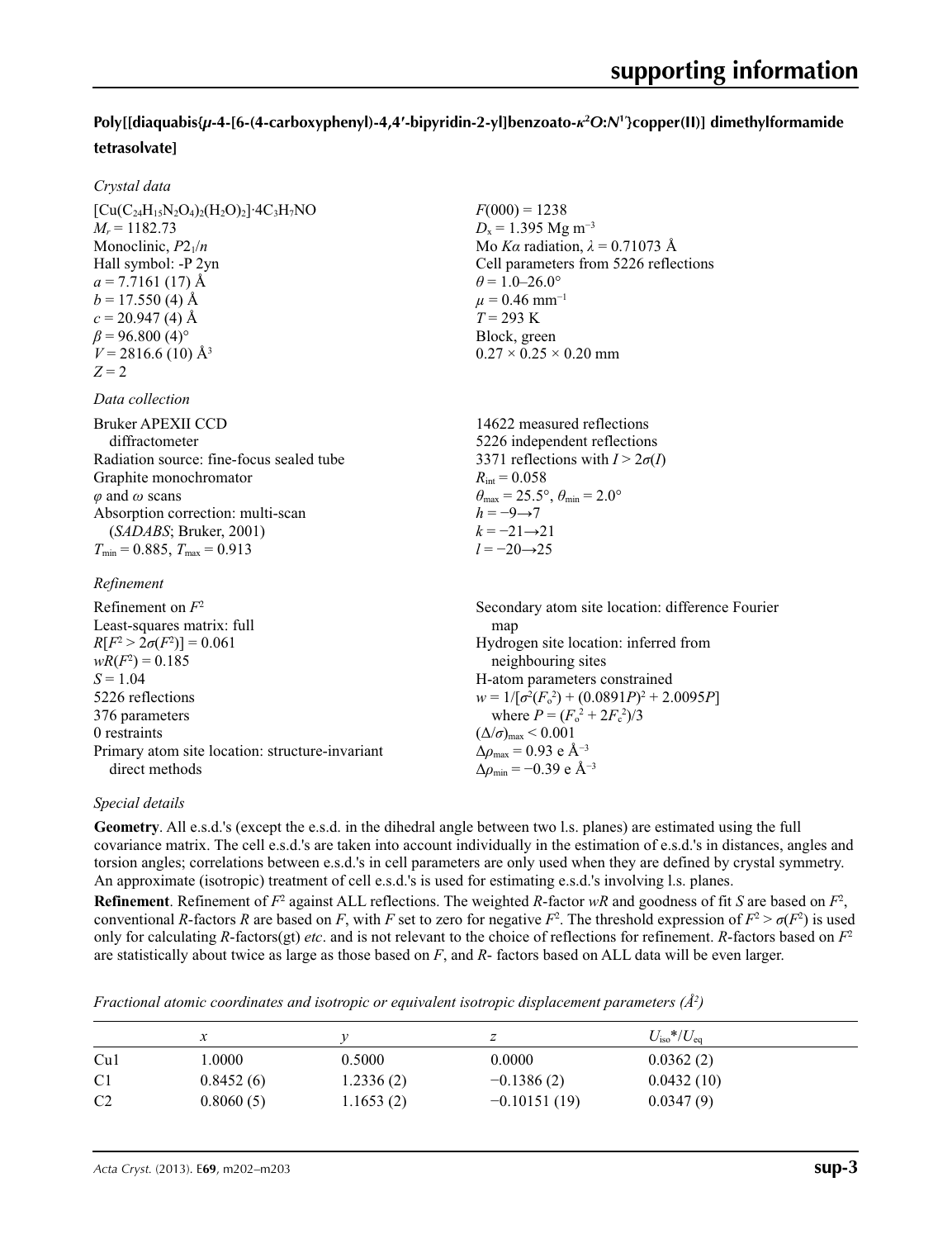## Poly[[diaquabis{μ-4-[6-(4-carboxyphenyl)-4,4′-bipyridin-2-yl]benzoato-$\kappa^2O$:$N^{1'}$}copper(II)] dimethylformamide tetrasolvate]

### Crystal data

| | |
|---|---|
| $[Cu(C_{24}H_{15}N_2O_4)_2(H_2O)_2]\cdot 4C_3H_7NO$ | $F(000) = 1238$ |
| $M_r = 1182.73$ | $D_x = 1.395$ Mg m$^{-3}$ |
| Monoclinic, $P2_1/n$ | Mo $K\alpha$ radiation, $\lambda = 0.71073$ Å |
| Hall symbol: -P 2yn | Cell parameters from 5226 reflections |
| $a = 7.7161$ (17) Å | $\theta = 1.0$–26.0° |
| $b = 17.550$ (4) Å | $\mu = 0.46$ mm$^{-1}$ |
| $c = 20.947$ (4) Å | $T = 293$ K |
| $\beta = 96.800$ (4)° | Block, green |
| $V = 2816.6$ (10) Å$^3$ | 0.27 × 0.25 × 0.20 mm |
| $Z = 2$ | |

### Data collection

| | |
|---|---|
| Bruker APEXII CCD diffractometer | 14622 measured reflections |
| Radiation source: fine-focus sealed tube | 5226 independent reflections |
| Graphite monochromator | 3371 reflections with $I > 2\sigma(I)$ |
| $\varphi$ and $\omega$ scans | $R_{int} = 0.058$ |
| Absorption correction: multi-scan (*SADABS*; Bruker, 2001) | $\theta_{max} = 25.5°$, $\theta_{min} = 2.0°$ |
| $T_{min} = 0.885$, $T_{max} = 0.913$ | $h = -9 \rightarrow 7$ |
| | $k = -21 \rightarrow 21$ |
| | $l = -20 \rightarrow 25$ |

### Refinement

| | |
|---|---|
| Refinement on $F^2$ | Secondary atom site location: difference Fourier map |
| Least-squares matrix: full | Hydrogen site location: inferred from neighbouring sites |
| $R[F^2 > 2\sigma(F^2)] = 0.061$ | H-atom parameters constrained |
| $wR(F^2) = 0.185$ | $w = 1/[\sigma^2(F_o^2) + (0.0891P)^2 + 2.0095P]$ where $P = (F_o^2 + 2F_c^2)/3$ |
| $S = 1.04$ | $(\Delta/\sigma)_{max} < 0.001$ |
| 5226 reflections | $\Delta\rho_{max} = 0.93$ e Å$^{-3}$ |
| 376 parameters | $\Delta\rho_{min} = -0.39$ e Å$^{-3}$ |
| 0 restraints | |
| Primary atom site location: structure-invariant direct methods | |

### Special details

**Geometry**. All e.s.d.'s (except the e.s.d. in the dihedral angle between two l.s. planes) are estimated using the full covariance matrix. The cell e.s.d.'s are taken into account individually in the estimation of e.s.d.'s in distances, angles and torsion angles; correlations between e.s.d.'s in cell parameters are only used when they are defined by crystal symmetry. An approximate (isotropic) treatment of cell e.s.d.'s is used for estimating e.s.d.'s involving l.s. planes.

**Refinement**. Refinement of $F^2$ against ALL reflections. The weighted $R$-factor $wR$ and goodness of fit $S$ are based on $F^2$, conventional $R$-factors $R$ are based on $F$, with $F$ set to zero for negative $F^2$. The threshold expression of $F^2 > \sigma(F^2)$ is used only for calculating $R$-factors(gt) *etc*. and is not relevant to the choice of reflections for refinement. $R$-factors based on $F^2$ are statistically about twice as large as those based on $F$, and $R$- factors based on ALL data will be even larger.

*Fractional atomic coordinates and isotropic or equivalent isotropic displacement parameters (Å$^2$)*

| | $x$ | $y$ | $z$ | $U_{iso}$*/$U_{eq}$ |
|---|---|---|---|---|
| Cu1 | 1.0000 | 0.5000 | 0.0000 | 0.0362 (2) |
| C1 | 0.8452 (6) | 1.2336 (2) | −0.1386 (2) | 0.0432 (10) |
| C2 | 0.8060 (5) | 1.1653 (2) | −0.10151 (19) | 0.0347 (9) |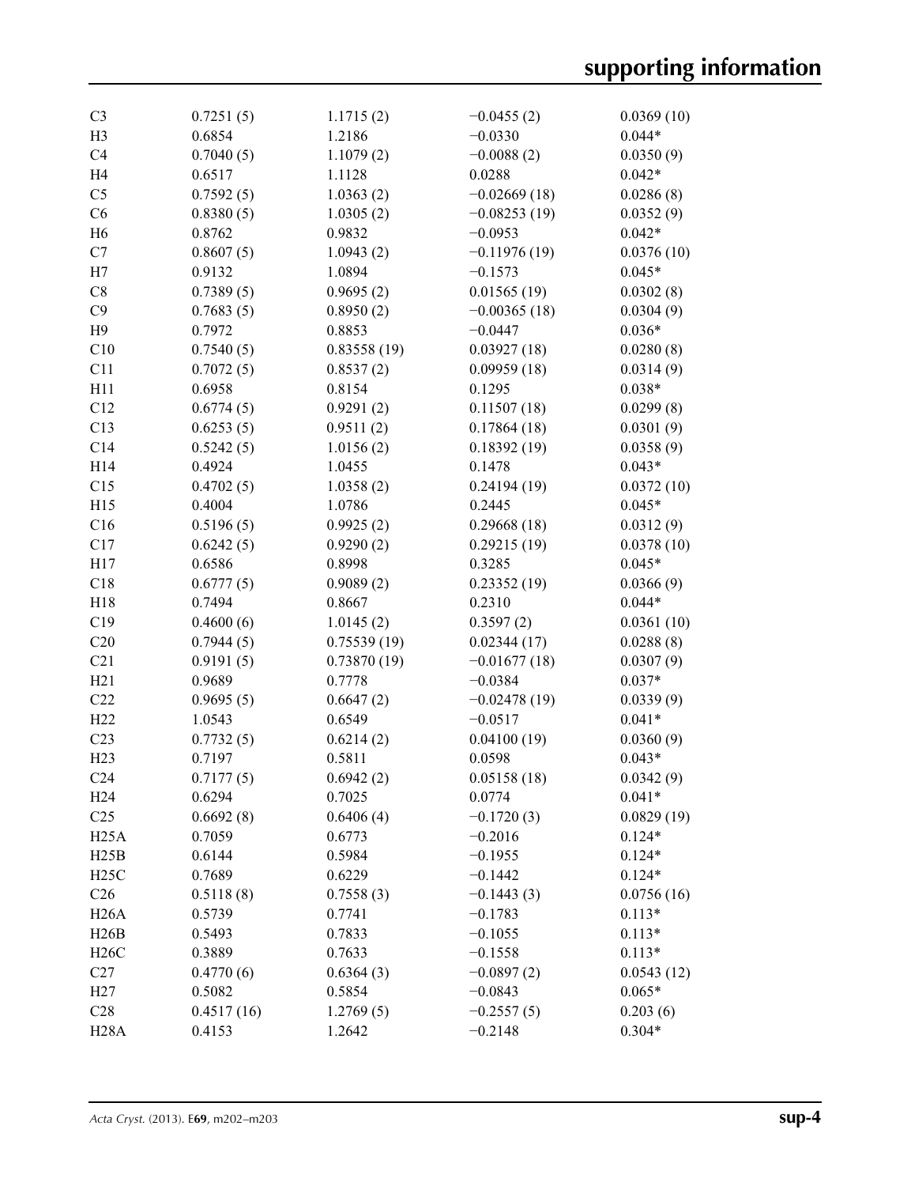| | | | | |
|---|---|---|---|---|
| C3 | 0.7251 (5) | 1.1715 (2) | −0.0455 (2) | 0.0369 (10) |
| H3 | 0.6854 | 1.2186 | −0.0330 | 0.044* |
| C4 | 0.7040 (5) | 1.1079 (2) | −0.0088 (2) | 0.0350 (9) |
| H4 | 0.6517 | 1.1128 | 0.0288 | 0.042* |
| C5 | 0.7592 (5) | 1.0363 (2) | −0.02669 (18) | 0.0286 (8) |
| C6 | 0.8380 (5) | 1.0305 (2) | −0.08253 (19) | 0.0352 (9) |
| H6 | 0.8762 | 0.9832 | −0.0953 | 0.042* |
| C7 | 0.8607 (5) | 1.0943 (2) | −0.11976 (19) | 0.0376 (10) |
| H7 | 0.9132 | 1.0894 | −0.1573 | 0.045* |
| C8 | 0.7389 (5) | 0.9695 (2) | 0.01565 (19) | 0.0302 (8) |
| C9 | 0.7683 (5) | 0.8950 (2) | −0.00365 (18) | 0.0304 (9) |
| H9 | 0.7972 | 0.8853 | −0.0447 | 0.036* |
| C10 | 0.7540 (5) | 0.83558 (19) | 0.03927 (18) | 0.0280 (8) |
| C11 | 0.7072 (5) | 0.8537 (2) | 0.09959 (18) | 0.0314 (9) |
| H11 | 0.6958 | 0.8154 | 0.1295 | 0.038* |
| C12 | 0.6774 (5) | 0.9291 (2) | 0.11507 (18) | 0.0299 (8) |
| C13 | 0.6253 (5) | 0.9511 (2) | 0.17864 (18) | 0.0301 (9) |
| C14 | 0.5242 (5) | 1.0156 (2) | 0.18392 (19) | 0.0358 (9) |
| H14 | 0.4924 | 1.0455 | 0.1478 | 0.043* |
| C15 | 0.4702 (5) | 1.0358 (2) | 0.24194 (19) | 0.0372 (10) |
| H15 | 0.4004 | 1.0786 | 0.2445 | 0.045* |
| C16 | 0.5196 (5) | 0.9925 (2) | 0.29668 (18) | 0.0312 (9) |
| C17 | 0.6242 (5) | 0.9290 (2) | 0.29215 (19) | 0.0378 (10) |
| H17 | 0.6586 | 0.8998 | 0.3285 | 0.045* |
| C18 | 0.6777 (5) | 0.9089 (2) | 0.23352 (19) | 0.0366 (9) |
| H18 | 0.7494 | 0.8667 | 0.2310 | 0.044* |
| C19 | 0.4600 (6) | 1.0145 (2) | 0.3597 (2) | 0.0361 (10) |
| C20 | 0.7944 (5) | 0.75539 (19) | 0.02344 (17) | 0.0288 (8) |
| C21 | 0.9191 (5) | 0.73870 (19) | −0.01677 (18) | 0.0307 (9) |
| H21 | 0.9689 | 0.7778 | −0.0384 | 0.037* |
| C22 | 0.9695 (5) | 0.6647 (2) | −0.02478 (19) | 0.0339 (9) |
| H22 | 1.0543 | 0.6549 | −0.0517 | 0.041* |
| C23 | 0.7732 (5) | 0.6214 (2) | 0.04100 (19) | 0.0360 (9) |
| H23 | 0.7197 | 0.5811 | 0.0598 | 0.043* |
| C24 | 0.7177 (5) | 0.6942 (2) | 0.05158 (18) | 0.0342 (9) |
| H24 | 0.6294 | 0.7025 | 0.0774 | 0.041* |
| C25 | 0.6692 (8) | 0.6406 (4) | −0.1720 (3) | 0.0829 (19) |
| H25A | 0.7059 | 0.6773 | −0.2016 | 0.124* |
| H25B | 0.6144 | 0.5984 | −0.1955 | 0.124* |
| H25C | 0.7689 | 0.6229 | −0.1442 | 0.124* |
| C26 | 0.5118 (8) | 0.7558 (3) | −0.1443 (3) | 0.0756 (16) |
| H26A | 0.5739 | 0.7741 | −0.1783 | 0.113* |
| H26B | 0.5493 | 0.7833 | −0.1055 | 0.113* |
| H26C | 0.3889 | 0.7633 | −0.1558 | 0.113* |
| C27 | 0.4770 (6) | 0.6364 (3) | −0.0897 (2) | 0.0543 (12) |
| H27 | 0.5082 | 0.5854 | −0.0843 | 0.065* |
| C28 | 0.4517 (16) | 1.2769 (5) | −0.2557 (5) | 0.203 (6) |
| H28A | 0.4153 | 1.2642 | −0.2148 | 0.304* |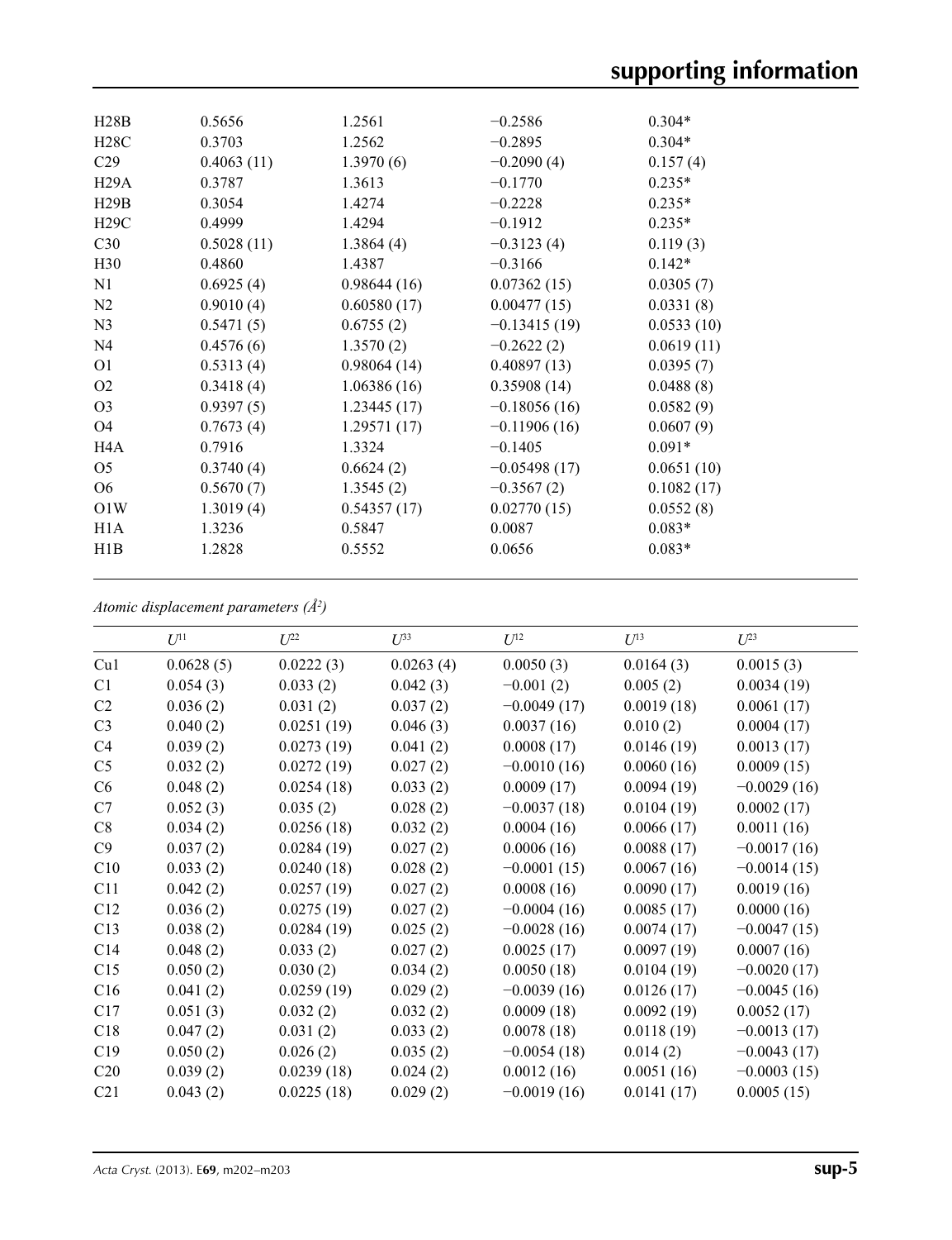| | | | | |
|---|---|---|---|---|
| H28B | 0.5656 | 1.2561 | −0.2586 | 0.304* |
| H28C | 0.3703 | 1.2562 | −0.2895 | 0.304* |
| C29 | 0.4063 (11) | 1.3970 (6) | −0.2090 (4) | 0.157 (4) |
| H29A | 0.3787 | 1.3613 | −0.1770 | 0.235* |
| H29B | 0.3054 | 1.4274 | −0.2228 | 0.235* |
| H29C | 0.4999 | 1.4294 | −0.1912 | 0.235* |
| C30 | 0.5028 (11) | 1.3864 (4) | −0.3123 (4) | 0.119 (3) |
| H30 | 0.4860 | 1.4387 | −0.3166 | 0.142* |
| N1 | 0.6925 (4) | 0.98644 (16) | 0.07362 (15) | 0.0305 (7) |
| N2 | 0.9010 (4) | 0.60580 (17) | 0.00477 (15) | 0.0331 (8) |
| N3 | 0.5471 (5) | 0.6755 (2) | −0.13415 (19) | 0.0533 (10) |
| N4 | 0.4576 (6) | 1.3570 (2) | −0.2622 (2) | 0.0619 (11) |
| O1 | 0.5313 (4) | 0.98064 (14) | 0.40897 (13) | 0.0395 (7) |
| O2 | 0.3418 (4) | 1.06386 (16) | 0.35908 (14) | 0.0488 (8) |
| O3 | 0.9397 (5) | 1.23445 (17) | −0.18056 (16) | 0.0582 (9) |
| O4 | 0.7673 (4) | 1.29571 (17) | −0.11906 (16) | 0.0607 (9) |
| H4A | 0.7916 | 1.3324 | −0.1405 | 0.091* |
| O5 | 0.3740 (4) | 0.6624 (2) | −0.05498 (17) | 0.0651 (10) |
| O6 | 0.5670 (7) | 1.3545 (2) | −0.3567 (2) | 0.1082 (17) |
| O1W | 1.3019 (4) | 0.54357 (17) | 0.02770 (15) | 0.0552 (8) |
| H1A | 1.3236 | 0.5847 | 0.0087 | 0.083* |
| H1B | 1.2828 | 0.5552 | 0.0656 | 0.083* |

*Atomic displacement parameters (Å²)*

| | $U^{11}$ | $U^{22}$ | $U^{33}$ | $U^{12}$ | $U^{13}$ | $U^{23}$ |
|---|---|---|---|---|---|---|
| Cu1 | 0.0628 (5) | 0.0222 (3) | 0.0263 (4) | 0.0050 (3) | 0.0164 (3) | 0.0015 (3) |
| C1 | 0.054 (3) | 0.033 (2) | 0.042 (3) | −0.001 (2) | 0.005 (2) | 0.0034 (19) |
| C2 | 0.036 (2) | 0.031 (2) | 0.037 (2) | −0.0049 (17) | 0.0019 (18) | 0.0061 (17) |
| C3 | 0.040 (2) | 0.0251 (19) | 0.046 (3) | 0.0037 (16) | 0.010 (2) | 0.0004 (17) |
| C4 | 0.039 (2) | 0.0273 (19) | 0.041 (2) | 0.0008 (17) | 0.0146 (19) | 0.0013 (17) |
| C5 | 0.032 (2) | 0.0272 (19) | 0.027 (2) | −0.0010 (16) | 0.0060 (16) | 0.0009 (15) |
| C6 | 0.048 (2) | 0.0254 (18) | 0.033 (2) | 0.0009 (17) | 0.0094 (19) | −0.0029 (16) |
| C7 | 0.052 (3) | 0.035 (2) | 0.028 (2) | −0.0037 (18) | 0.0104 (19) | 0.0002 (17) |
| C8 | 0.034 (2) | 0.0256 (18) | 0.032 (2) | 0.0004 (16) | 0.0066 (17) | 0.0011 (16) |
| C9 | 0.037 (2) | 0.0284 (19) | 0.027 (2) | 0.0006 (16) | 0.0088 (17) | −0.0017 (16) |
| C10 | 0.033 (2) | 0.0240 (18) | 0.028 (2) | −0.0001 (15) | 0.0067 (16) | −0.0014 (15) |
| C11 | 0.042 (2) | 0.0257 (19) | 0.027 (2) | 0.0008 (16) | 0.0090 (17) | 0.0019 (16) |
| C12 | 0.036 (2) | 0.0275 (19) | 0.027 (2) | −0.0004 (16) | 0.0085 (17) | 0.0000 (16) |
| C13 | 0.038 (2) | 0.0284 (19) | 0.025 (2) | −0.0028 (16) | 0.0074 (17) | −0.0047 (15) |
| C14 | 0.048 (2) | 0.033 (2) | 0.027 (2) | 0.0025 (17) | 0.0097 (19) | 0.0007 (16) |
| C15 | 0.050 (2) | 0.030 (2) | 0.034 (2) | 0.0050 (18) | 0.0104 (19) | −0.0020 (17) |
| C16 | 0.041 (2) | 0.0259 (19) | 0.029 (2) | −0.0039 (16) | 0.0126 (17) | −0.0045 (16) |
| C17 | 0.051 (3) | 0.032 (2) | 0.032 (2) | 0.0009 (18) | 0.0092 (19) | 0.0052 (17) |
| C18 | 0.047 (2) | 0.031 (2) | 0.033 (2) | 0.0078 (18) | 0.0118 (19) | −0.0013 (17) |
| C19 | 0.050 (2) | 0.026 (2) | 0.035 (2) | −0.0054 (18) | 0.014 (2) | −0.0043 (17) |
| C20 | 0.039 (2) | 0.0239 (18) | 0.024 (2) | 0.0012 (16) | 0.0051 (16) | −0.0003 (15) |
| C21 | 0.043 (2) | 0.0225 (18) | 0.029 (2) | −0.0019 (16) | 0.0141 (17) | 0.0005 (15) |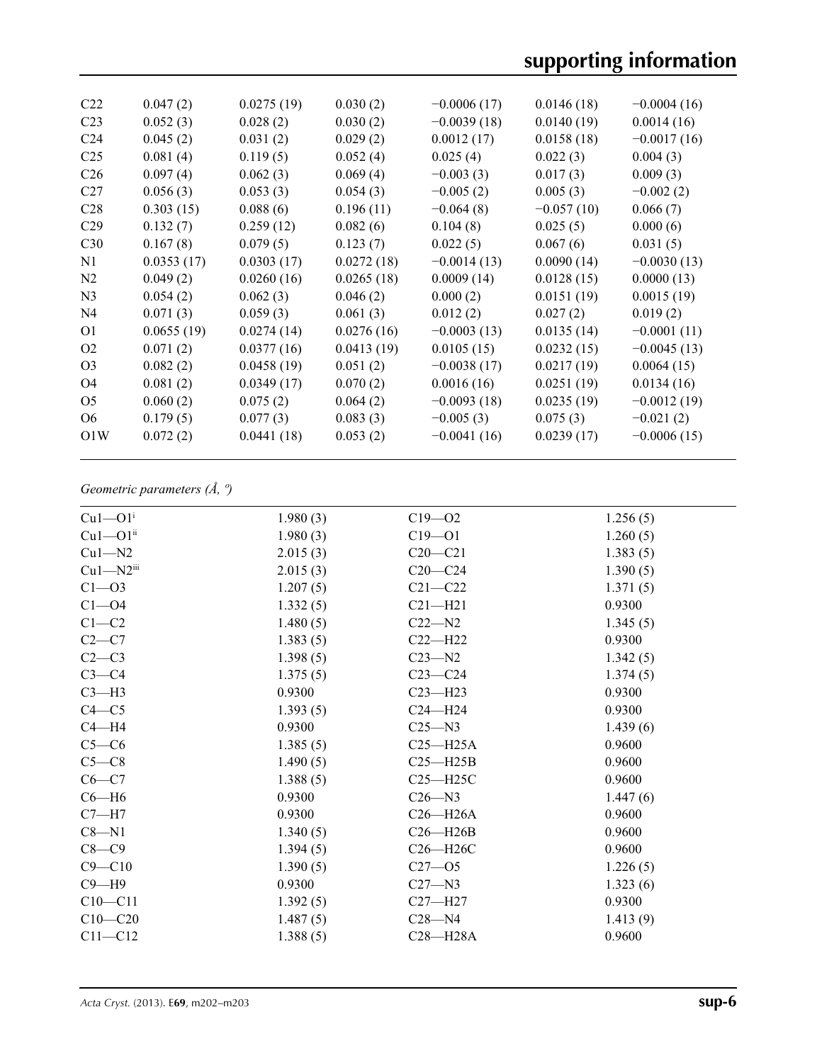| C22 | 0.047 (2) | 0.0275 (19) | 0.030 (2) | −0.0006 (17) | 0.0146 (18) | −0.0004 (16) |
|---|---|---|---|---|---|---|
| C23 | 0.052 (3) | 0.028 (2) | 0.030 (2) | −0.0039 (18) | 0.0140 (19) | 0.0014 (16) |
| C24 | 0.045 (2) | 0.031 (2) | 0.029 (2) | 0.0012 (17) | 0.0158 (18) | −0.0017 (16) |
| C25 | 0.081 (4) | 0.119 (5) | 0.052 (4) | 0.025 (4) | 0.022 (3) | 0.004 (3) |
| C26 | 0.097 (4) | 0.062 (3) | 0.069 (4) | −0.003 (3) | 0.017 (3) | 0.009 (3) |
| C27 | 0.056 (3) | 0.053 (3) | 0.054 (3) | −0.005 (2) | 0.005 (3) | −0.002 (2) |
| C28 | 0.303 (15) | 0.088 (6) | 0.196 (11) | −0.064 (8) | −0.057 (10) | 0.066 (7) |
| C29 | 0.132 (7) | 0.259 (12) | 0.082 (6) | 0.104 (8) | 0.025 (5) | 0.000 (6) |
| C30 | 0.167 (8) | 0.079 (5) | 0.123 (7) | 0.022 (5) | 0.067 (6) | 0.031 (5) |
| N1 | 0.0353 (17) | 0.0303 (17) | 0.0272 (18) | −0.0014 (13) | 0.0090 (14) | −0.0030 (13) |
| N2 | 0.049 (2) | 0.0260 (16) | 0.0265 (18) | 0.0009 (14) | 0.0128 (15) | 0.0000 (13) |
| N3 | 0.054 (2) | 0.062 (3) | 0.046 (2) | 0.000 (2) | 0.0151 (19) | 0.0015 (19) |
| N4 | 0.071 (3) | 0.059 (3) | 0.061 (3) | 0.012 (2) | 0.027 (2) | 0.019 (2) |
| O1 | 0.0655 (19) | 0.0274 (14) | 0.0276 (16) | −0.0003 (13) | 0.0135 (14) | −0.0001 (11) |
| O2 | 0.071 (2) | 0.0377 (16) | 0.0413 (19) | 0.0105 (15) | 0.0232 (15) | −0.0045 (13) |
| O3 | 0.082 (2) | 0.0458 (19) | 0.051 (2) | −0.0038 (17) | 0.0217 (19) | 0.0064 (15) |
| O4 | 0.081 (2) | 0.0349 (17) | 0.070 (2) | 0.0016 (16) | 0.0251 (19) | 0.0134 (16) |
| O5 | 0.060 (2) | 0.075 (2) | 0.064 (2) | −0.0093 (18) | 0.0235 (19) | −0.0012 (19) |
| O6 | 0.179 (5) | 0.077 (3) | 0.083 (3) | −0.005 (3) | 0.075 (3) | −0.021 (2) |
| O1W | 0.072 (2) | 0.0441 (18) | 0.053 (2) | −0.0041 (16) | 0.0239 (17) | −0.0006 (15) |

*Geometric parameters (Å, º)*

| | | | |
|---|---|---|---|
| Cu1—O1[i] | 1.980 (3) | C19—O2 | 1.256 (5) |
| Cu1—O1[ii] | 1.980 (3) | C19—O1 | 1.260 (5) |
| Cu1—N2 | 2.015 (3) | C20—C21 | 1.383 (5) |
| Cu1—N2[iii] | 2.015 (3) | C20—C24 | 1.390 (5) |
| C1—O3 | 1.207 (5) | C21—C22 | 1.371 (5) |
| C1—O4 | 1.332 (5) | C21—H21 | 0.9300 |
| C1—C2 | 1.480 (5) | C22—N2 | 1.345 (5) |
| C2—C7 | 1.383 (5) | C22—H22 | 0.9300 |
| C2—C3 | 1.398 (5) | C23—N2 | 1.342 (5) |
| C3—C4 | 1.375 (5) | C23—C24 | 1.374 (5) |
| C3—H3 | 0.9300 | C23—H23 | 0.9300 |
| C4—C5 | 1.393 (5) | C24—H24 | 0.9300 |
| C4—H4 | 0.9300 | C25—N3 | 1.439 (6) |
| C5—C6 | 1.385 (5) | C25—H25A | 0.9600 |
| C5—C8 | 1.490 (5) | C25—H25B | 0.9600 |
| C6—C7 | 1.388 (5) | C25—H25C | 0.9600 |
| C6—H6 | 0.9300 | C26—N3 | 1.447 (6) |
| C7—H7 | 0.9300 | C26—H26A | 0.9600 |
| C8—N1 | 1.340 (5) | C26—H26B | 0.9600 |
| C8—C9 | 1.394 (5) | C26—H26C | 0.9600 |
| C9—C10 | 1.390 (5) | C27—O5 | 1.226 (5) |
| C9—H9 | 0.9300 | C27—N3 | 1.323 (6) |
| C10—C11 | 1.392 (5) | C27—H27 | 0.9300 |
| C10—C20 | 1.487 (5) | C28—N4 | 1.413 (9) |
| C11—C12 | 1.388 (5) | C28—H28A | 0.9600 |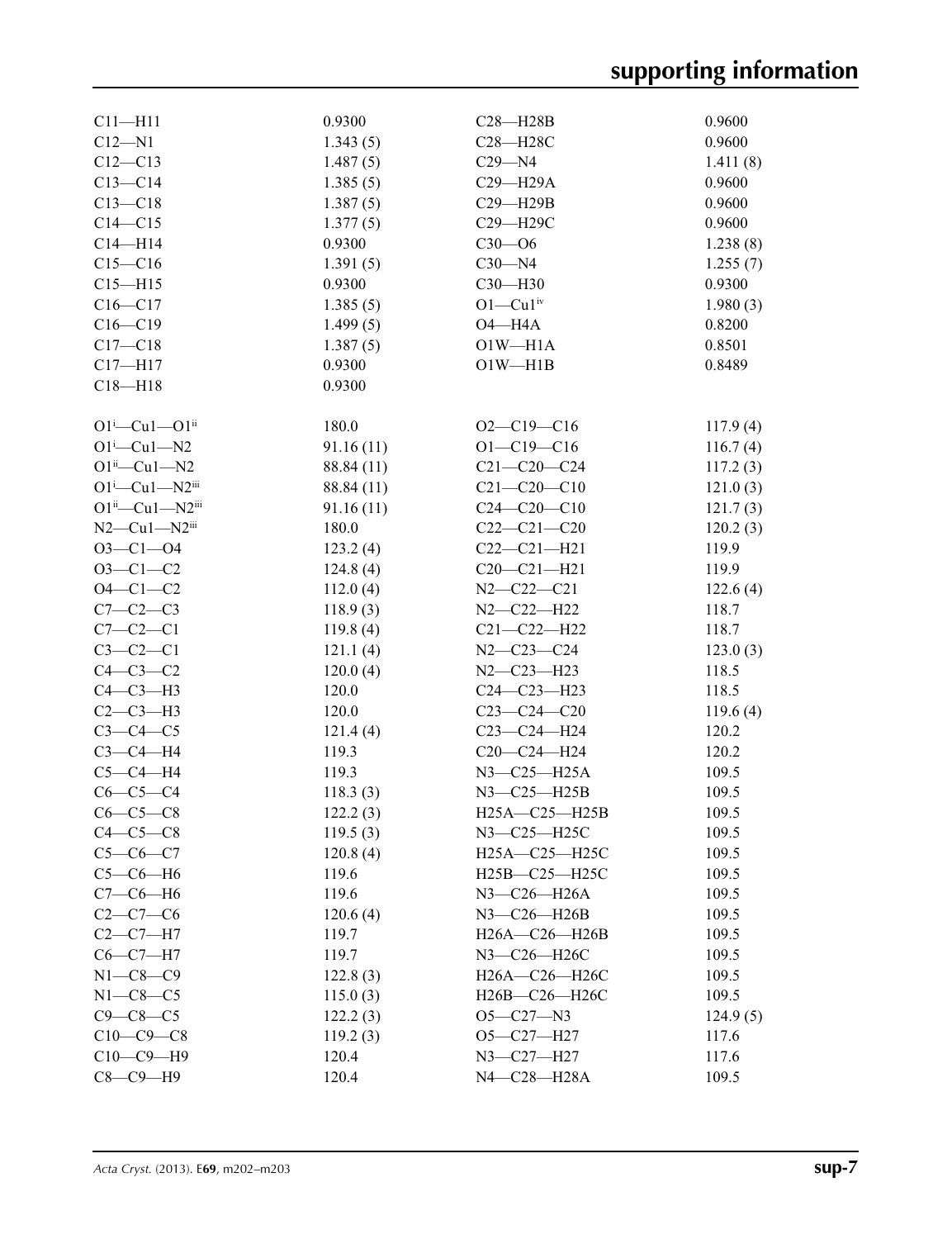| | | | |
|---|---|---|---|
| C11—H11 | 0.9300 | C28—H28B | 0.9600 |
| C12—N1 | 1.343 (5) | C28—H28C | 0.9600 |
| C12—C13 | 1.487 (5) | C29—N4 | 1.411 (8) |
| C13—C14 | 1.385 (5) | C29—H29A | 0.9600 |
| C13—C18 | 1.387 (5) | C29—H29B | 0.9600 |
| C14—C15 | 1.377 (5) | C29—H29C | 0.9600 |
| C14—H14 | 0.9300 | C30—O6 | 1.238 (8) |
| C15—C16 | 1.391 (5) | C30—N4 | 1.255 (7) |
| C15—H15 | 0.9300 | C30—H30 | 0.9300 |
| C16—C17 | 1.385 (5) | O1—Cu1[iv] | 1.980 (3) |
| C16—C19 | 1.499 (5) | O4—H4A | 0.8200 |
| C17—C18 | 1.387 (5) | O1W—H1A | 0.8501 |
| C17—H17 | 0.9300 | O1W—H1B | 0.8489 |
| C18—H18 | 0.9300 | | |

| | | | |
|---|---|---|---|
| O1[i]—Cu1—O1[ii] | 180.0 | O2—C19—C16 | 117.9 (4) |
| O1[i]—Cu1—N2 | 91.16 (11) | O1—C19—C16 | 116.7 (4) |
| O1[ii]—Cu1—N2 | 88.84 (11) | C21—C20—C24 | 117.2 (3) |
| O1[i]—Cu1—N2[iii] | 88.84 (11) | C21—C20—C10 | 121.0 (3) |
| O1[ii]—Cu1—N2[iii] | 91.16 (11) | C24—C20—C10 | 121.7 (3) |
| N2—Cu1—N2[iii] | 180.0 | C22—C21—C20 | 120.2 (3) |
| O3—C1—O4 | 123.2 (4) | C22—C21—H21 | 119.9 |
| O3—C1—C2 | 124.8 (4) | C20—C21—H21 | 119.9 |
| O4—C1—C2 | 112.0 (4) | N2—C22—C21 | 122.6 (4) |
| C7—C2—C3 | 118.9 (3) | N2—C22—H22 | 118.7 |
| C7—C2—C1 | 119.8 (4) | C21—C22—H22 | 118.7 |
| C3—C2—C1 | 121.1 (4) | N2—C23—C24 | 123.0 (3) |
| C4—C3—C2 | 120.0 (4) | N2—C23—H23 | 118.5 |
| C4—C3—H3 | 120.0 | C24—C23—H23 | 118.5 |
| C2—C3—H3 | 120.0 | C23—C24—C20 | 119.6 (4) |
| C3—C4—C5 | 121.4 (4) | C23—C24—H24 | 120.2 |
| C3—C4—H4 | 119.3 | C20—C24—H24 | 120.2 |
| C5—C4—H4 | 119.3 | N3—C25—H25A | 109.5 |
| C6—C5—C4 | 118.3 (3) | N3—C25—H25B | 109.5 |
| C6—C5—C8 | 122.2 (3) | H25A—C25—H25B | 109.5 |
| C4—C5—C8 | 119.5 (3) | N3—C25—H25C | 109.5 |
| C5—C6—C7 | 120.8 (4) | H25A—C25—H25C | 109.5 |
| C5—C6—H6 | 119.6 | H25B—C25—H25C | 109.5 |
| C7—C6—H6 | 119.6 | N3—C26—H26A | 109.5 |
| C2—C7—C6 | 120.6 (4) | N3—C26—H26B | 109.5 |
| C2—C7—H7 | 119.7 | H26A—C26—H26B | 109.5 |
| C6—C7—H7 | 119.7 | N3—C26—H26C | 109.5 |
| N1—C8—C9 | 122.8 (3) | H26A—C26—H26C | 109.5 |
| N1—C8—C5 | 115.0 (3) | H26B—C26—H26C | 109.5 |
| C9—C8—C5 | 122.2 (3) | O5—C27—N3 | 124.9 (5) |
| C10—C9—C8 | 119.2 (3) | O5—C27—H27 | 117.6 |
| C10—C9—H9 | 120.4 | N3—C27—H27 | 117.6 |
| C8—C9—H9 | 120.4 | N4—C28—H28A | 109.5 |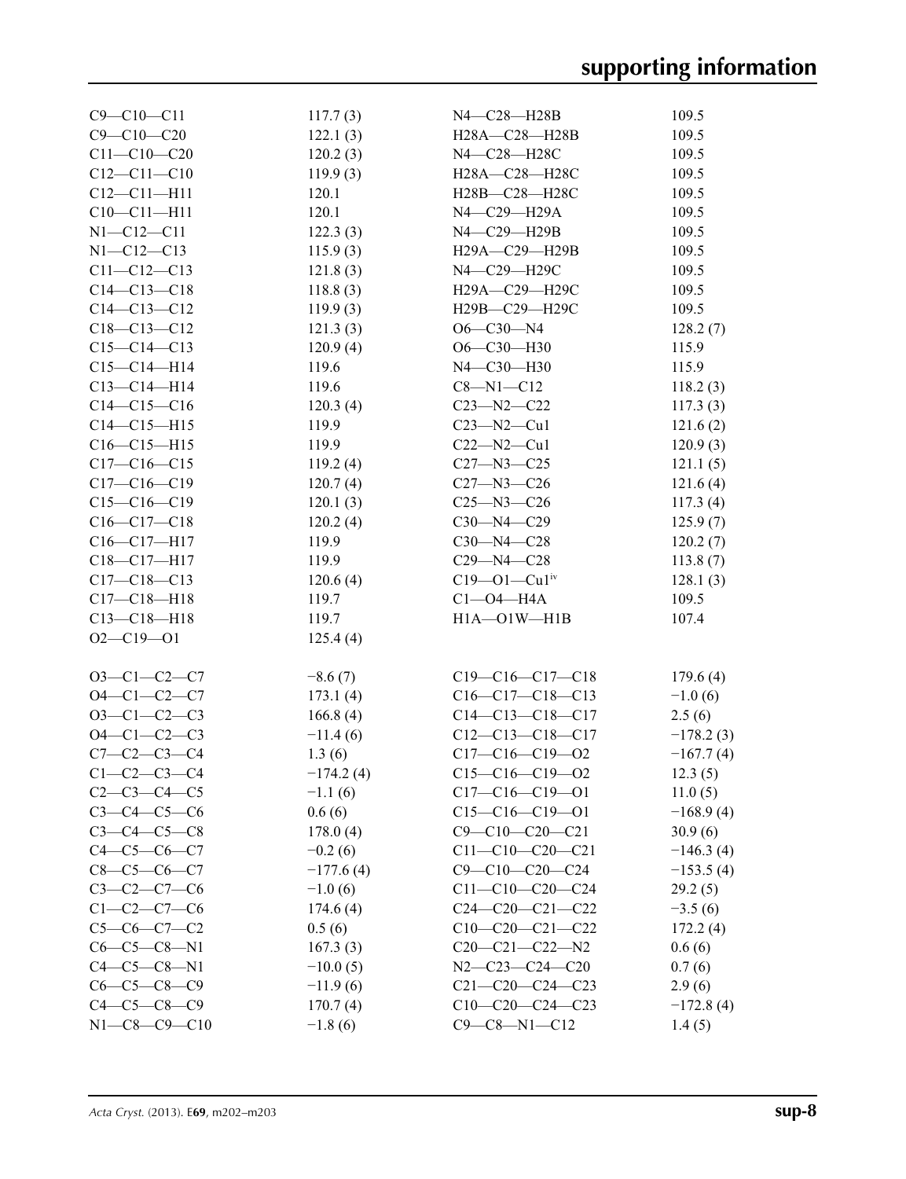| | | | |
|---|---|---|---|
| C9—C10—C11 | 117.7 (3) | N4—C28—H28B | 109.5 |
| C9—C10—C20 | 122.1 (3) | H28A—C28—H28B | 109.5 |
| C11—C10—C20 | 120.2 (3) | N4—C28—H28C | 109.5 |
| C12—C11—C10 | 119.9 (3) | H28A—C28—H28C | 109.5 |
| C12—C11—H11 | 120.1 | H28B—C28—H28C | 109.5 |
| C10—C11—H11 | 120.1 | N4—C29—H29A | 109.5 |
| N1—C12—C11 | 122.3 (3) | N4—C29—H29B | 109.5 |
| N1—C12—C13 | 115.9 (3) | H29A—C29—H29B | 109.5 |
| C11—C12—C13 | 121.8 (3) | N4—C29—H29C | 109.5 |
| C14—C13—C18 | 118.8 (3) | H29A—C29—H29C | 109.5 |
| C14—C13—C12 | 119.9 (3) | H29B—C29—H29C | 109.5 |
| C18—C13—C12 | 121.3 (3) | O6—C30—N4 | 128.2 (7) |
| C15—C14—C13 | 120.9 (4) | O6—C30—H30 | 115.9 |
| C15—C14—H14 | 119.6 | N4—C30—H30 | 115.9 |
| C13—C14—H14 | 119.6 | C8—N1—C12 | 118.2 (3) |
| C14—C15—C16 | 120.3 (4) | C23—N2—C22 | 117.3 (3) |
| C14—C15—H15 | 119.9 | C23—N2—Cu1 | 121.6 (2) |
| C16—C15—H15 | 119.9 | C22—N2—Cu1 | 120.9 (3) |
| C17—C16—C15 | 119.2 (4) | C27—N3—C25 | 121.1 (5) |
| C17—C16—C19 | 120.7 (4) | C27—N3—C26 | 121.6 (4) |
| C15—C16—C19 | 120.1 (3) | C25—N3—C26 | 117.3 (4) |
| C16—C17—C18 | 120.2 (4) | C30—N4—C29 | 125.9 (7) |
| C16—C17—H17 | 119.9 | C30—N4—C28 | 120.2 (7) |
| C18—C17—H17 | 119.9 | C29—N4—C28 | 113.8 (7) |
| C17—C18—C13 | 120.6 (4) | C19—O1—Cu1$^{iv}$ | 128.1 (3) |
| C17—C18—H18 | 119.7 | C1—O4—H4A | 109.5 |
| C13—C18—H18 | 119.7 | H1A—O1W—H1B | 107.4 |
| O2—C19—O1 | 125.4 (4) | | |
| | | | |
| O3—C1—C2—C7 | −8.6 (7) | C19—C16—C17—C18 | 179.6 (4) |
| O4—C1—C2—C7 | 173.1 (4) | C16—C17—C18—C13 | −1.0 (6) |
| O3—C1—C2—C3 | 166.8 (4) | C14—C13—C18—C17 | 2.5 (6) |
| O4—C1—C2—C3 | −11.4 (6) | C12—C13—C18—C17 | −178.2 (3) |
| C7—C2—C3—C4 | 1.3 (6) | C17—C16—C19—O2 | −167.7 (4) |
| C1—C2—C3—C4 | −174.2 (4) | C15—C16—C19—O2 | 12.3 (5) |
| C2—C3—C4—C5 | −1.1 (6) | C17—C16—C19—O1 | 11.0 (5) |
| C3—C4—C5—C6 | 0.6 (6) | C15—C16—C19—O1 | −168.9 (4) |
| C3—C4—C5—C8 | 178.0 (4) | C9—C10—C20—C21 | 30.9 (6) |
| C4—C5—C6—C7 | −0.2 (6) | C11—C10—C20—C21 | −146.3 (4) |
| C8—C5—C6—C7 | −177.6 (4) | C9—C10—C20—C24 | −153.5 (4) |
| C3—C2—C7—C6 | −1.0 (6) | C11—C10—C20—C24 | 29.2 (5) |
| C1—C2—C7—C6 | 174.6 (4) | C24—C20—C21—C22 | −3.5 (6) |
| C5—C6—C7—C2 | 0.5 (6) | C10—C20—C21—C22 | 172.2 (4) |
| C6—C5—C8—N1 | 167.3 (3) | C20—C21—C22—N2 | 0.6 (6) |
| C4—C5—C8—N1 | −10.0 (5) | N2—C23—C24—C20 | 0.7 (6) |
| C6—C5—C8—C9 | −11.9 (6) | C21—C20—C24—C23 | 2.9 (6) |
| C4—C5—C8—C9 | 170.7 (4) | C10—C20—C24—C23 | −172.8 (4) |
| N1—C8—C9—C10 | −1.8 (6) | C9—C8—N1—C12 | 1.4 (5) |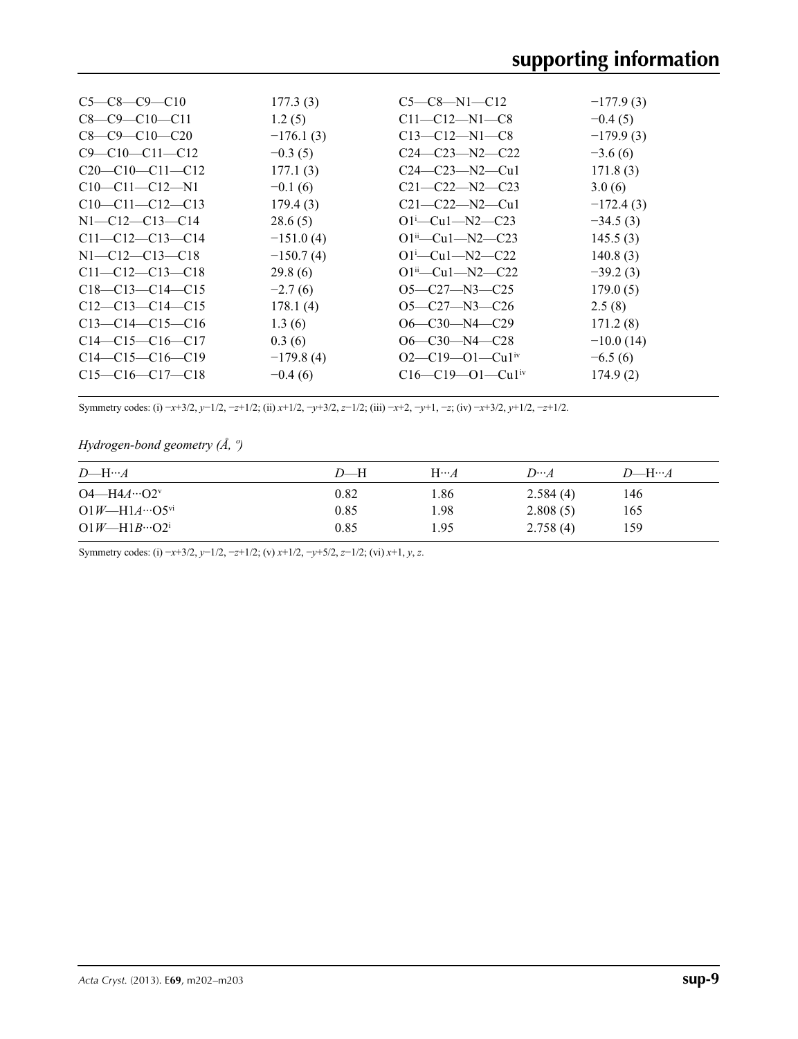| | | | |
|---|---|---|---|
| C5—C8—C9—C10 | 177.3 (3) | C5—C8—N1—C12 | −177.9 (3) |
| C8—C9—C10—C11 | 1.2 (5) | C11—C12—N1—C8 | −0.4 (5) |
| C8—C9—C10—C20 | −176.1 (3) | C13—C12—N1—C8 | −179.9 (3) |
| C9—C10—C11—C12 | −0.3 (5) | C24—C23—N2—C22 | −3.6 (6) |
| C20—C10—C11—C12 | 177.1 (3) | C24—C23—N2—Cu1 | 171.8 (3) |
| C10—C11—C12—N1 | −0.1 (6) | C21—C22—N2—C23 | 3.0 (6) |
| C10—C11—C12—C13 | 179.4 (3) | C21—C22—N2—Cu1 | −172.4 (3) |
| N1—C12—C13—C14 | 28.6 (5) | O1$^{i}$—Cu1—N2—C23 | −34.5 (3) |
| C11—C12—C13—C14 | −151.0 (4) | O1$^{ii}$—Cu1—N2—C23 | 145.5 (3) |
| N1—C12—C13—C18 | −150.7 (4) | O1$^{i}$—Cu1—N2—C22 | 140.8 (3) |
| C11—C12—C13—C18 | 29.8 (6) | O1$^{ii}$—Cu1—N2—C22 | −39.2 (3) |
| C18—C13—C14—C15 | −2.7 (6) | O5—C27—N3—C25 | 179.0 (5) |
| C12—C13—C14—C15 | 178.1 (4) | O5—C27—N3—C26 | 2.5 (8) |
| C13—C14—C15—C16 | 1.3 (6) | O6—C30—N4—C29 | 171.2 (8) |
| C14—C15—C16—C17 | 0.3 (6) | O6—C30—N4—C28 | −10.0 (14) |
| C14—C15—C16—C19 | −179.8 (4) | O2—C19—O1—Cu1$^{iv}$ | −6.5 (6) |
| C15—C16—C17—C18 | −0.4 (6) | C16—C19—O1—Cu1$^{iv}$ | 174.9 (2) |

Symmetry codes: (i) −x+3/2, y−1/2, −z+1/2; (ii) x+1/2, −y+3/2, z−1/2; (iii) −x+2, −y+1, −z; (iv) −x+3/2, y+1/2, −z+1/2.

*Hydrogen-bond geometry (Å, º)*

| *D*—H···*A* | *D*—H | H···*A* | *D*···*A* | *D*—H···*A* |
|---|---|---|---|---|
| O4—H4*A*···O2$^{v}$ | 0.82 | 1.86 | 2.584 (4) | 146 |
| O1*W*—H1*A*···O5$^{vi}$ | 0.85 | 1.98 | 2.808 (5) | 165 |
| O1*W*—H1*B*···O2$^{i}$ | 0.85 | 1.95 | 2.758 (4) | 159 |

Symmetry codes: (i) −x+3/2, y−1/2, −z+1/2; (v) x+1/2, −y+5/2, z−1/2; (vi) x+1, y, z.